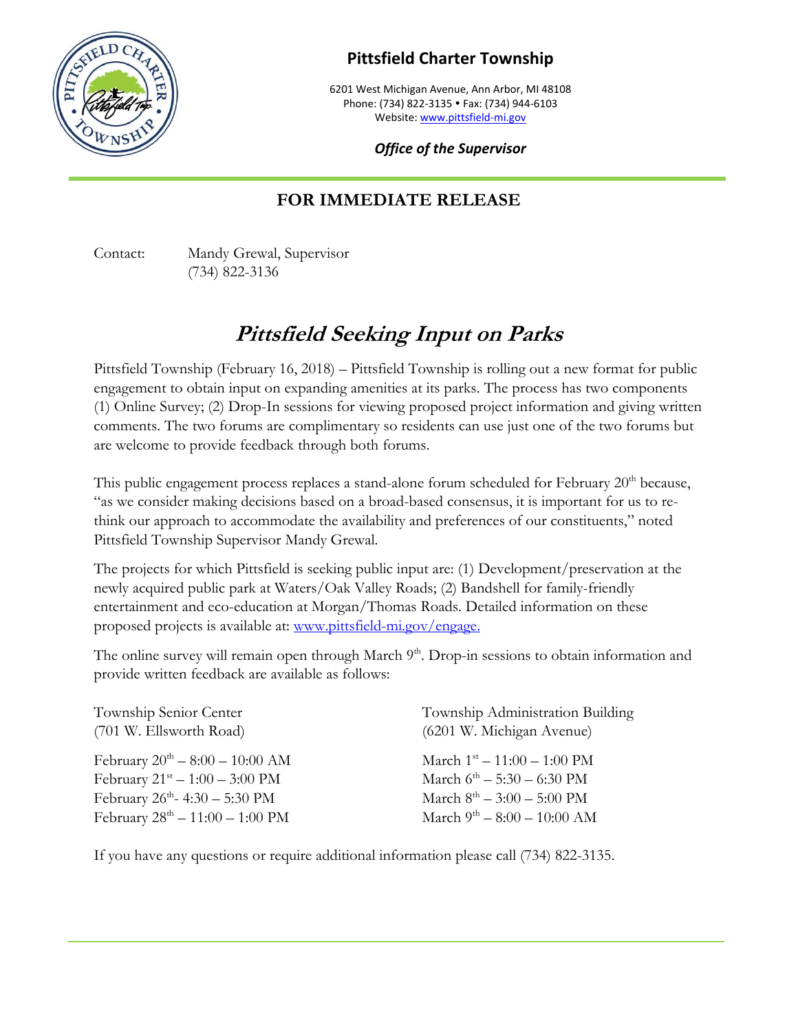# Pittsfield Charter Township

6201 West Michigan Avenue, Ann Arbor, MI 48108
Phone: (734) 822-3135 • Fax: (734) 944-6103
Website: www.pittsfield-mi.gov

***Office of the Supervisor***

## FOR IMMEDIATE RELEASE

Contact: Mandy Grewal, Supervisor
(734) 822-3136

# *Pittsfield Seeking Input on Parks*

Pittsfield Township (February 16, 2018) – Pittsfield Township is rolling out a new format for public engagement to obtain input on expanding amenities at its parks. The process has two components (1) Online Survey; (2) Drop-In sessions for viewing proposed project information and giving written comments. The two forums are complimentary so residents can use just one of the two forums but are welcome to provide feedback through both forums.

This public engagement process replaces a stand-alone forum scheduled for February 20th because, "as we consider making decisions based on a broad-based consensus, it is important for us to re-think our approach to accommodate the availability and preferences of our constituents," noted Pittsfield Township Supervisor Mandy Grewal.

The projects for which Pittsfield is seeking public input are: (1) Development/preservation at the newly acquired public park at Waters/Oak Valley Roads; (2) Bandshell for family-friendly entertainment and eco-education at Morgan/Thomas Roads. Detailed information on these proposed projects is available at: www.pittsfield-mi.gov/engage.

The online survey will remain open through March 9th. Drop-in sessions to obtain information and provide written feedback are available as follows:

Township Senior Center
(701 W. Ellsworth Road)

February 20th – 8:00 – 10:00 AM
February 21st – 1:00 – 3:00 PM
February 26th- 4:30 – 5:30 PM
February 28th – 11:00 – 1:00 PM

Township Administration Building
(6201 W. Michigan Avenue)

March 1st – 11:00 – 1:00 PM
March 6th – 5:30 – 6:30 PM
March 8th – 3:00 – 5:00 PM
March 9th – 8:00 – 10:00 AM

If you have any questions or require additional information please call (734) 822-3135.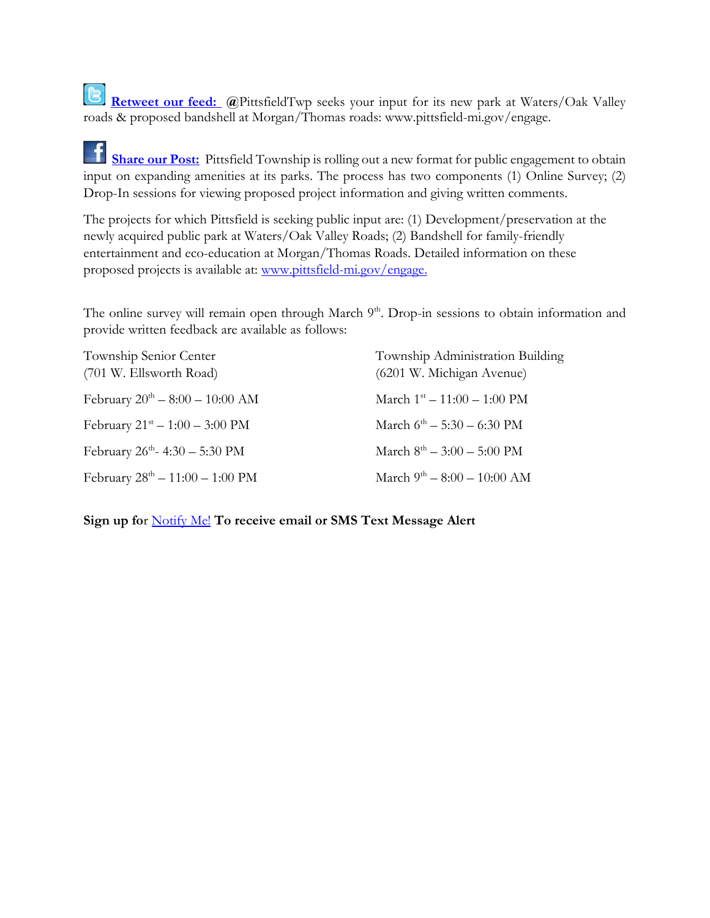**Retweet our feed:** **@**PittsfieldTwp seeks your input for its new park at Waters/Oak Valley roads & proposed bandshell at Morgan/Thomas roads: www.pittsfield-mi.gov/engage.

**Share our Post:** Pittsfield Township is rolling out a new format for public engagement to obtain input on expanding amenities at its parks. The process has two components (1) Online Survey; (2) Drop-In sessions for viewing proposed project information and giving written comments.

The projects for which Pittsfield is seeking public input are: (1) Development/preservation at the newly acquired public park at Waters/Oak Valley Roads; (2) Bandshell for family-friendly entertainment and eco-education at Morgan/Thomas Roads. Detailed information on these proposed projects is available at: www.pittsfield-mi.gov/engage.

The online survey will remain open through March 9th. Drop-in sessions to obtain information and provide written feedback are available as follows:

| Township Senior Center (701 W. Ellsworth Road) | Township Administration Building (6201 W. Michigan Avenue) |
|---|---|
| February 20th – 8:00 – 10:00 AM | March 1st – 11:00 – 1:00 PM |
| February 21st – 1:00 – 3:00 PM | March 6th – 5:30 – 6:30 PM |
| February 26th- 4:30 – 5:30 PM | March 8th – 3:00 – 5:00 PM |
| February 28th – 11:00 – 1:00 PM | March 9th – 8:00 – 10:00 AM |

**Sign up for** Notify Me! **To receive email or SMS Text Message Alert**